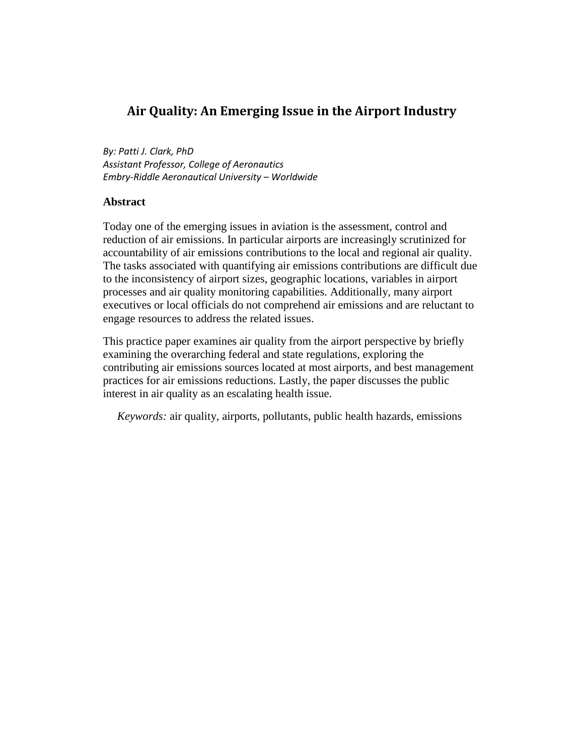# Air Quality: An Emerging Issue in the Airport Industry

*By: Patti J. Clark, PhD*
*Assistant Professor, College of Aeronautics*
*Embry-Riddle Aeronautical University – Worldwide*

## Abstract

Today one of the emerging issues in aviation is the assessment, control and reduction of air emissions. In particular airports are increasingly scrutinized for accountability of air emissions contributions to the local and regional air quality. The tasks associated with quantifying air emissions contributions are difficult due to the inconsistency of airport sizes, geographic locations, variables in airport processes and air quality monitoring capabilities. Additionally, many airport executives or local officials do not comprehend air emissions and are reluctant to engage resources to address the related issues.

This practice paper examines air quality from the airport perspective by briefly examining the overarching federal and state regulations, exploring the contributing air emissions sources located at most airports, and best management practices for air emissions reductions. Lastly, the paper discusses the public interest in air quality as an escalating health issue.

*Keywords:* air quality, airports, pollutants, public health hazards, emissions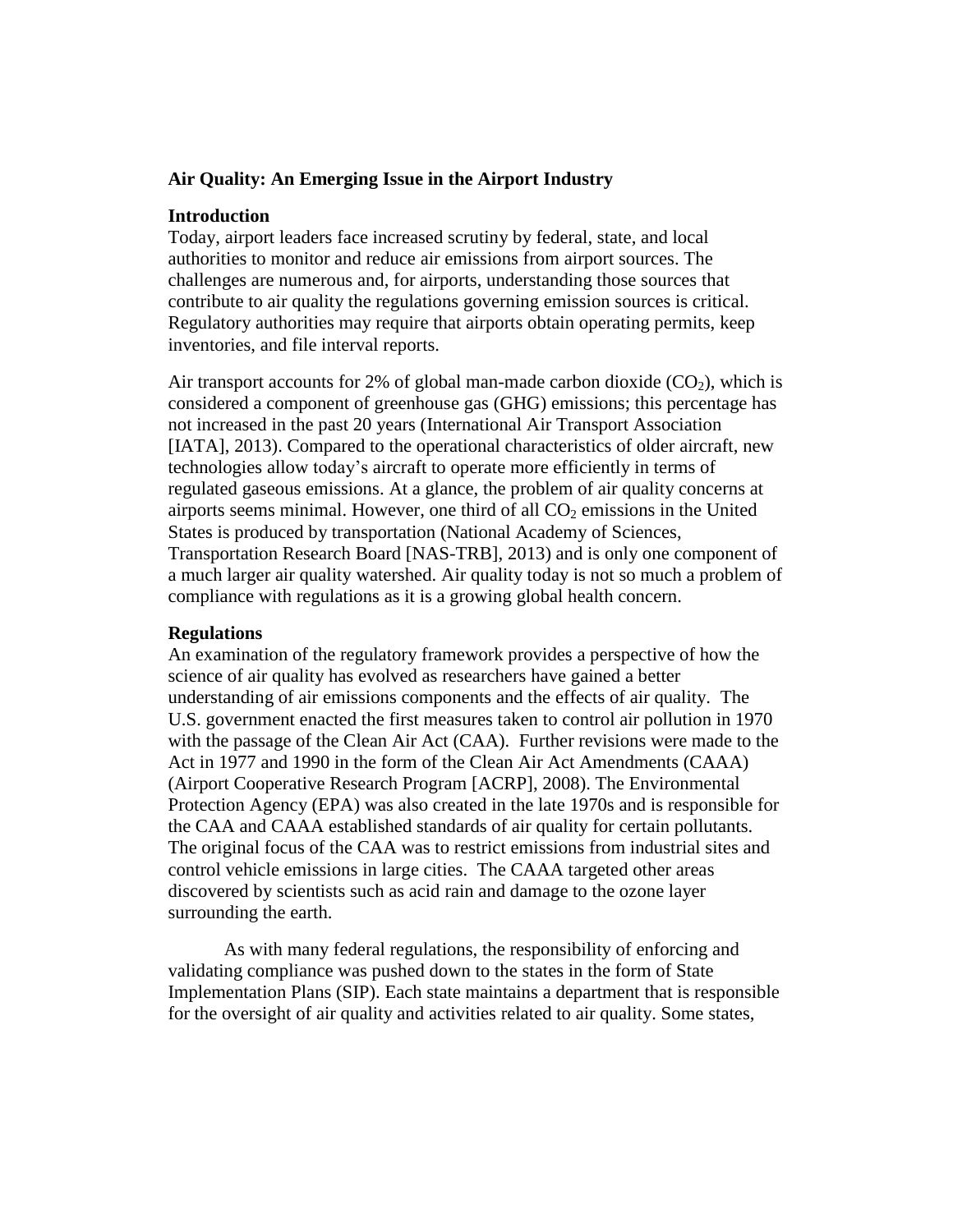**Air Quality: An Emerging Issue in the Airport Industry**

**Introduction**

Today, airport leaders face increased scrutiny by federal, state, and local authorities to monitor and reduce air emissions from airport sources. The challenges are numerous and, for airports, understanding those sources that contribute to air quality the regulations governing emission sources is critical. Regulatory authorities may require that airports obtain operating permits, keep inventories, and file interval reports.

Air transport accounts for 2% of global man-made carbon dioxide ($CO_2$), which is considered a component of greenhouse gas (GHG) emissions; this percentage has not increased in the past 20 years (International Air Transport Association [IATA], 2013). Compared to the operational characteristics of older aircraft, new technologies allow today's aircraft to operate more efficiently in terms of regulated gaseous emissions. At a glance, the problem of air quality concerns at airports seems minimal. However, one third of all $CO_2$ emissions in the United States is produced by transportation (National Academy of Sciences, Transportation Research Board [NAS-TRB], 2013) and is only one component of a much larger air quality watershed. Air quality today is not so much a problem of compliance with regulations as it is a growing global health concern.

**Regulations**

An examination of the regulatory framework provides a perspective of how the science of air quality has evolved as researchers have gained a better understanding of air emissions components and the effects of air quality. The U.S. government enacted the first measures taken to control air pollution in 1970 with the passage of the Clean Air Act (CAA). Further revisions were made to the Act in 1977 and 1990 in the form of the Clean Air Act Amendments (CAAA) (Airport Cooperative Research Program [ACRP], 2008). The Environmental Protection Agency (EPA) was also created in the late 1970s and is responsible for the CAA and CAAA established standards of air quality for certain pollutants. The original focus of the CAA was to restrict emissions from industrial sites and control vehicle emissions in large cities. The CAAA targeted other areas discovered by scientists such as acid rain and damage to the ozone layer surrounding the earth.

As with many federal regulations, the responsibility of enforcing and validating compliance was pushed down to the states in the form of State Implementation Plans (SIP). Each state maintains a department that is responsible for the oversight of air quality and activities related to air quality. Some states,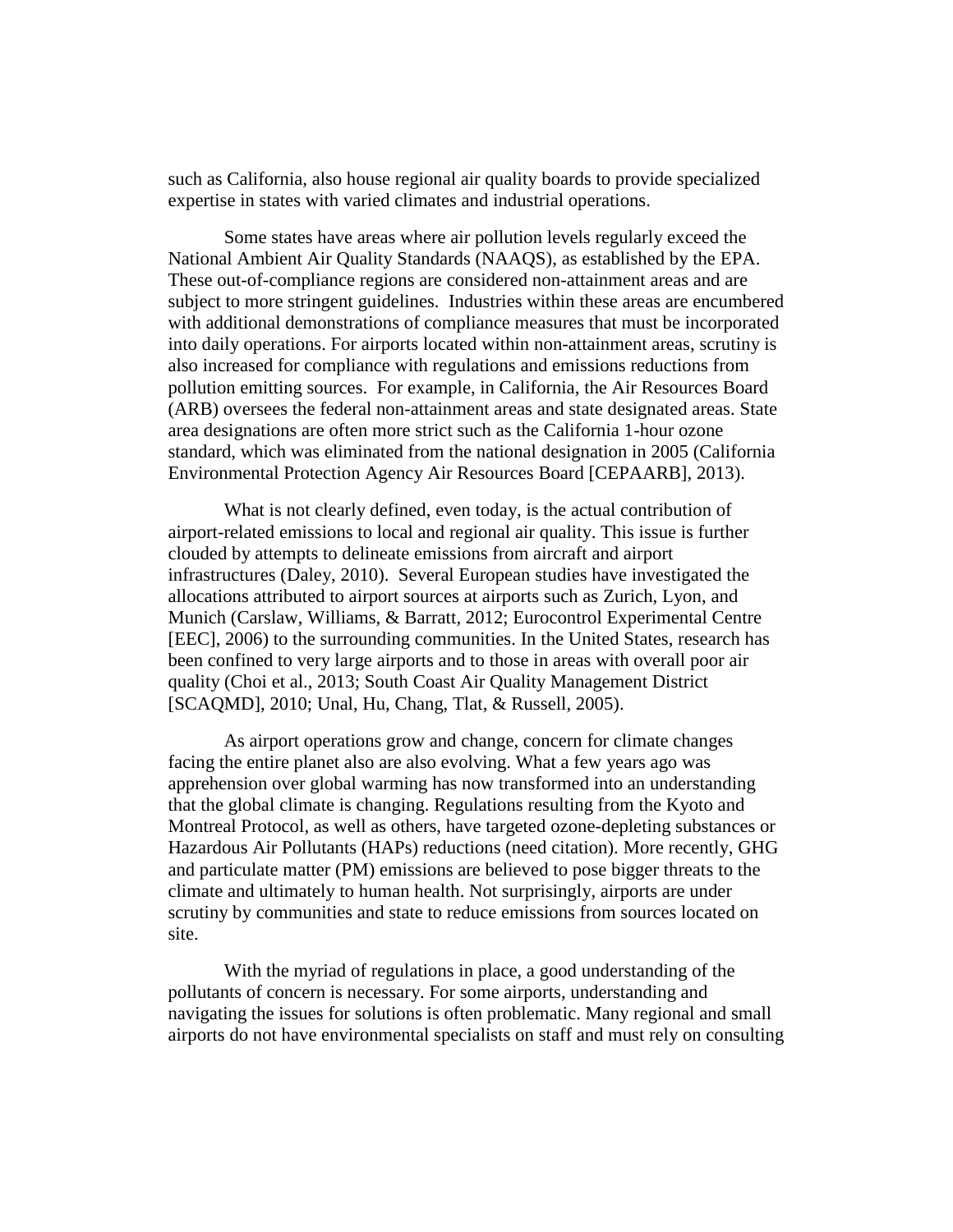such as California, also house regional air quality boards to provide specialized expertise in states with varied climates and industrial operations.

Some states have areas where air pollution levels regularly exceed the National Ambient Air Quality Standards (NAAQS), as established by the EPA. These out-of-compliance regions are considered non-attainment areas and are subject to more stringent guidelines. Industries within these areas are encumbered with additional demonstrations of compliance measures that must be incorporated into daily operations. For airports located within non-attainment areas, scrutiny is also increased for compliance with regulations and emissions reductions from pollution emitting sources. For example, in California, the Air Resources Board (ARB) oversees the federal non-attainment areas and state designated areas. State area designations are often more strict such as the California 1-hour ozone standard, which was eliminated from the national designation in 2005 (California Environmental Protection Agency Air Resources Board [CEPAARB], 2013).

What is not clearly defined, even today, is the actual contribution of airport-related emissions to local and regional air quality. This issue is further clouded by attempts to delineate emissions from aircraft and airport infrastructures (Daley, 2010). Several European studies have investigated the allocations attributed to airport sources at airports such as Zurich, Lyon, and Munich (Carslaw, Williams, & Barratt, 2012; Eurocontrol Experimental Centre [EEC], 2006) to the surrounding communities. In the United States, research has been confined to very large airports and to those in areas with overall poor air quality (Choi et al., 2013; South Coast Air Quality Management District [SCAQMD], 2010; Unal, Hu, Chang, Tlat, & Russell, 2005).

As airport operations grow and change, concern for climate changes facing the entire planet also are also evolving. What a few years ago was apprehension over global warming has now transformed into an understanding that the global climate is changing. Regulations resulting from the Kyoto and Montreal Protocol, as well as others, have targeted ozone-depleting substances or Hazardous Air Pollutants (HAPs) reductions (need citation). More recently, GHG and particulate matter (PM) emissions are believed to pose bigger threats to the climate and ultimately to human health. Not surprisingly, airports are under scrutiny by communities and state to reduce emissions from sources located on site.

With the myriad of regulations in place, a good understanding of the pollutants of concern is necessary. For some airports, understanding and navigating the issues for solutions is often problematic. Many regional and small airports do not have environmental specialists on staff and must rely on consulting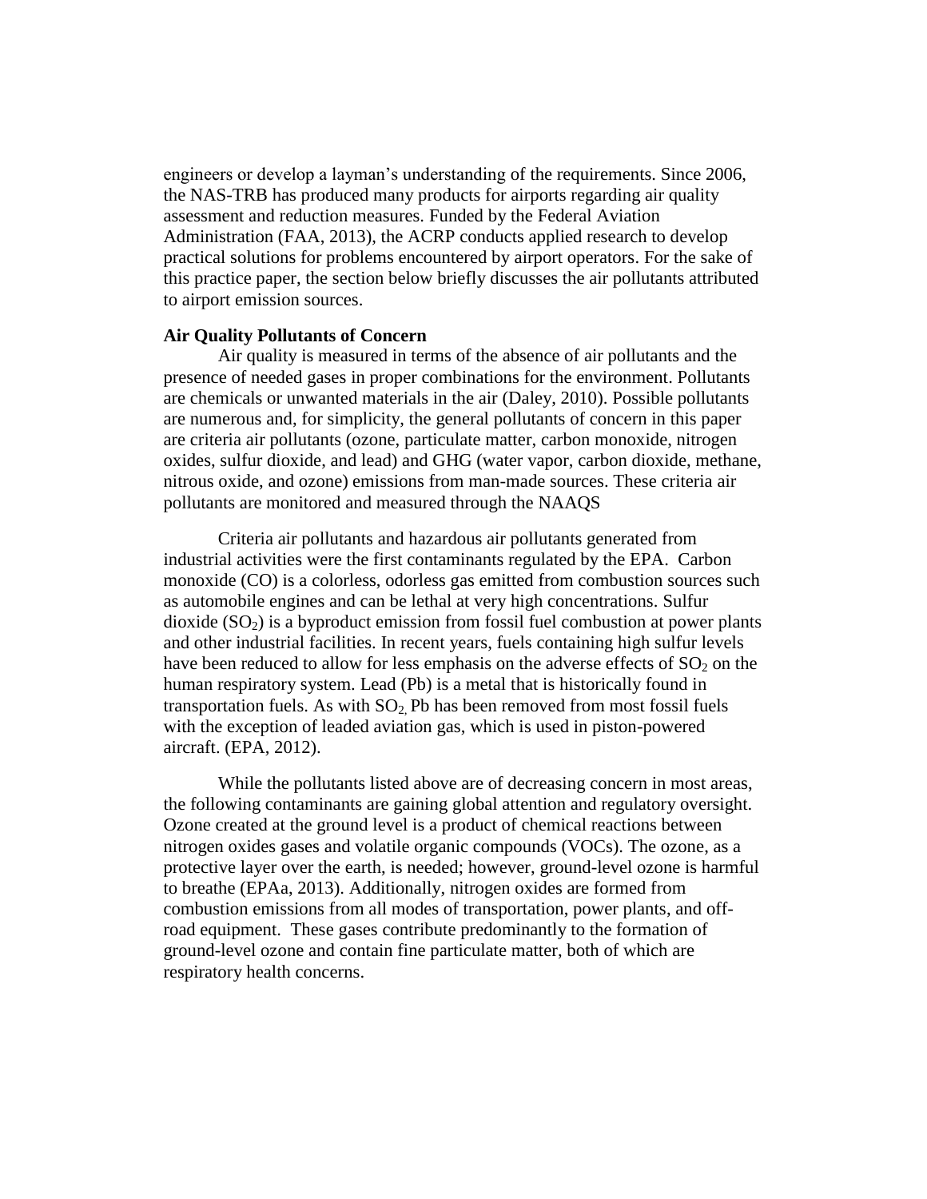engineers or develop a layman's understanding of the requirements. Since 2006, the NAS-TRB has produced many products for airports regarding air quality assessment and reduction measures. Funded by the Federal Aviation Administration (FAA, 2013), the ACRP conducts applied research to develop practical solutions for problems encountered by airport operators. For the sake of this practice paper, the section below briefly discusses the air pollutants attributed to airport emission sources.

**Air Quality Pollutants of Concern**

Air quality is measured in terms of the absence of air pollutants and the presence of needed gases in proper combinations for the environment. Pollutants are chemicals or unwanted materials in the air (Daley, 2010). Possible pollutants are numerous and, for simplicity, the general pollutants of concern in this paper are criteria air pollutants (ozone, particulate matter, carbon monoxide, nitrogen oxides, sulfur dioxide, and lead) and GHG (water vapor, carbon dioxide, methane, nitrous oxide, and ozone) emissions from man-made sources. These criteria air pollutants are monitored and measured through the NAAQS

Criteria air pollutants and hazardous air pollutants generated from industrial activities were the first contaminants regulated by the EPA. Carbon monoxide (CO) is a colorless, odorless gas emitted from combustion sources such as automobile engines and can be lethal at very high concentrations. Sulfur dioxide ($SO_2$) is a byproduct emission from fossil fuel combustion at power plants and other industrial facilities. In recent years, fuels containing high sulfur levels have been reduced to allow for less emphasis on the adverse effects of $SO_2$ on the human respiratory system. Lead (Pb) is a metal that is historically found in transportation fuels. As with $SO_2$, Pb has been removed from most fossil fuels with the exception of leaded aviation gas, which is used in piston-powered aircraft. (EPA, 2012).

While the pollutants listed above are of decreasing concern in most areas, the following contaminants are gaining global attention and regulatory oversight. Ozone created at the ground level is a product of chemical reactions between nitrogen oxides gases and volatile organic compounds (VOCs). The ozone, as a protective layer over the earth, is needed; however, ground-level ozone is harmful to breathe (EPAa, 2013). Additionally, nitrogen oxides are formed from combustion emissions from all modes of transportation, power plants, and off-road equipment. These gases contribute predominantly to the formation of ground-level ozone and contain fine particulate matter, both of which are respiratory health concerns.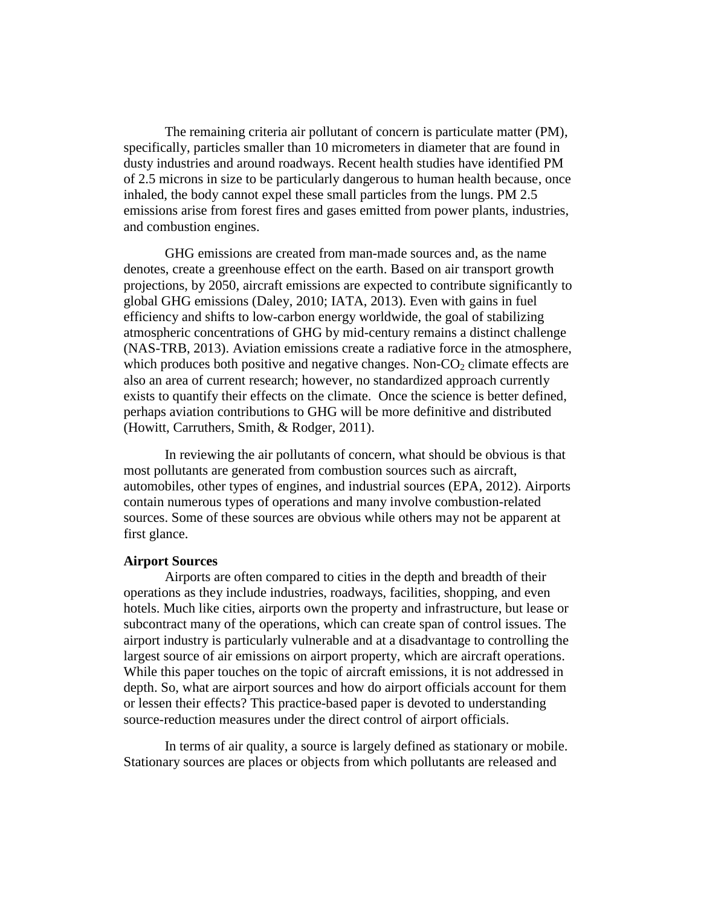The remaining criteria air pollutant of concern is particulate matter (PM), specifically, particles smaller than 10 micrometers in diameter that are found in dusty industries and around roadways. Recent health studies have identified PM of 2.5 microns in size to be particularly dangerous to human health because, once inhaled, the body cannot expel these small particles from the lungs. PM 2.5 emissions arise from forest fires and gases emitted from power plants, industries, and combustion engines.

GHG emissions are created from man-made sources and, as the name denotes, create a greenhouse effect on the earth. Based on air transport growth projections, by 2050, aircraft emissions are expected to contribute significantly to global GHG emissions (Daley, 2010; IATA, 2013). Even with gains in fuel efficiency and shifts to low-carbon energy worldwide, the goal of stabilizing atmospheric concentrations of GHG by mid-century remains a distinct challenge (NAS-TRB, 2013). Aviation emissions create a radiative force in the atmosphere, which produces both positive and negative changes. Non-$CO_2$ climate effects are also an area of current research; however, no standardized approach currently exists to quantify their effects on the climate. Once the science is better defined, perhaps aviation contributions to GHG will be more definitive and distributed (Howitt, Carruthers, Smith, & Rodger, 2011).

In reviewing the air pollutants of concern, what should be obvious is that most pollutants are generated from combustion sources such as aircraft, automobiles, other types of engines, and industrial sources (EPA, 2012). Airports contain numerous types of operations and many involve combustion-related sources. Some of these sources are obvious while others may not be apparent at first glance.

**Airport Sources**

Airports are often compared to cities in the depth and breadth of their operations as they include industries, roadways, facilities, shopping, and even hotels. Much like cities, airports own the property and infrastructure, but lease or subcontract many of the operations, which can create span of control issues. The airport industry is particularly vulnerable and at a disadvantage to controlling the largest source of air emissions on airport property, which are aircraft operations. While this paper touches on the topic of aircraft emissions, it is not addressed in depth. So, what are airport sources and how do airport officials account for them or lessen their effects? This practice-based paper is devoted to understanding source-reduction measures under the direct control of airport officials.

In terms of air quality, a source is largely defined as stationary or mobile. Stationary sources are places or objects from which pollutants are released and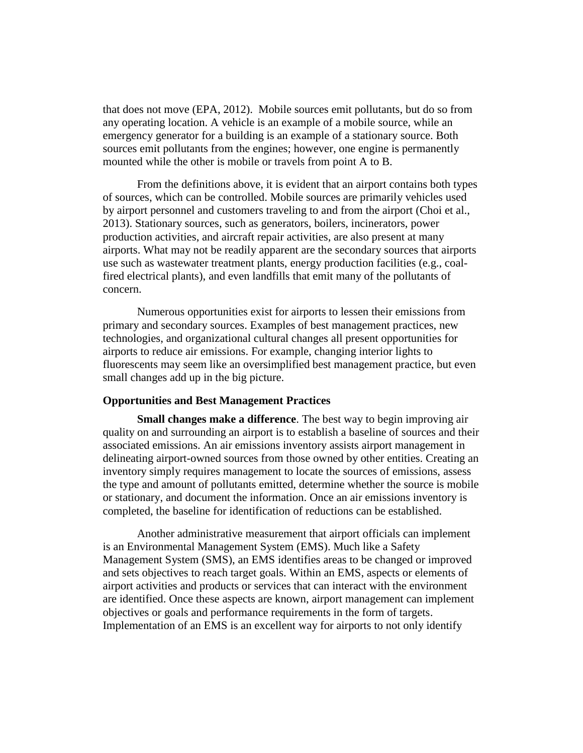that does not move (EPA, 2012). Mobile sources emit pollutants, but do so from any operating location. A vehicle is an example of a mobile source, while an emergency generator for a building is an example of a stationary source. Both sources emit pollutants from the engines; however, one engine is permanently mounted while the other is mobile or travels from point A to B.

From the definitions above, it is evident that an airport contains both types of sources, which can be controlled. Mobile sources are primarily vehicles used by airport personnel and customers traveling to and from the airport (Choi et al., 2013). Stationary sources, such as generators, boilers, incinerators, power production activities, and aircraft repair activities, are also present at many airports. What may not be readily apparent are the secondary sources that airports use such as wastewater treatment plants, energy production facilities (e.g., coal-fired electrical plants), and even landfills that emit many of the pollutants of concern.

Numerous opportunities exist for airports to lessen their emissions from primary and secondary sources. Examples of best management practices, new technologies, and organizational cultural changes all present opportunities for airports to reduce air emissions. For example, changing interior lights to fluorescents may seem like an oversimplified best management practice, but even small changes add up in the big picture.

### Opportunities and Best Management Practices

**Small changes make a difference**. The best way to begin improving air quality on and surrounding an airport is to establish a baseline of sources and their associated emissions. An air emissions inventory assists airport management in delineating airport-owned sources from those owned by other entities. Creating an inventory simply requires management to locate the sources of emissions, assess the type and amount of pollutants emitted, determine whether the source is mobile or stationary, and document the information. Once an air emissions inventory is completed, the baseline for identification of reductions can be established.

Another administrative measurement that airport officials can implement is an Environmental Management System (EMS). Much like a Safety Management System (SMS), an EMS identifies areas to be changed or improved and sets objectives to reach target goals. Within an EMS, aspects or elements of airport activities and products or services that can interact with the environment are identified. Once these aspects are known, airport management can implement objectives or goals and performance requirements in the form of targets. Implementation of an EMS is an excellent way for airports to not only identify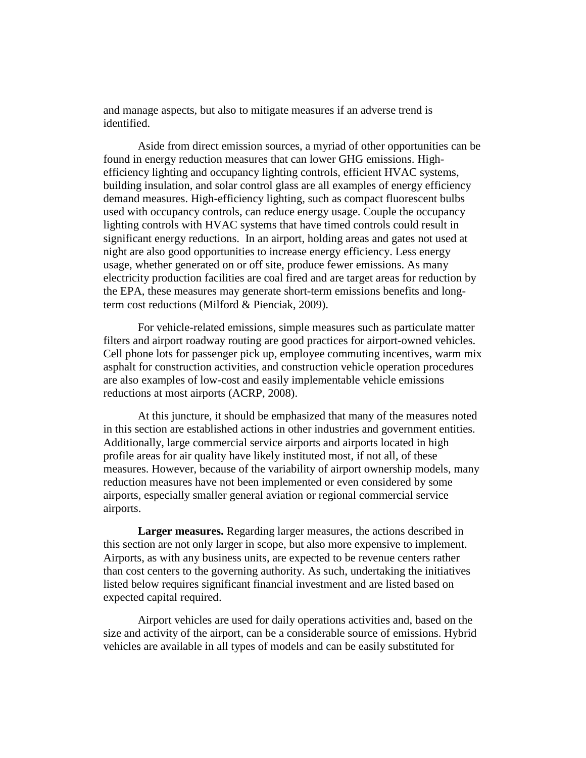and manage aspects, but also to mitigate measures if an adverse trend is identified.

Aside from direct emission sources, a myriad of other opportunities can be found in energy reduction measures that can lower GHG emissions. High-efficiency lighting and occupancy lighting controls, efficient HVAC systems, building insulation, and solar control glass are all examples of energy efficiency demand measures. High-efficiency lighting, such as compact fluorescent bulbs used with occupancy controls, can reduce energy usage. Couple the occupancy lighting controls with HVAC systems that have timed controls could result in significant energy reductions. In an airport, holding areas and gates not used at night are also good opportunities to increase energy efficiency. Less energy usage, whether generated on or off site, produce fewer emissions. As many electricity production facilities are coal fired and are target areas for reduction by the EPA, these measures may generate short-term emissions benefits and long-term cost reductions (Milford & Pienciak, 2009).

For vehicle-related emissions, simple measures such as particulate matter filters and airport roadway routing are good practices for airport-owned vehicles. Cell phone lots for passenger pick up, employee commuting incentives, warm mix asphalt for construction activities, and construction vehicle operation procedures are also examples of low-cost and easily implementable vehicle emissions reductions at most airports (ACRP, 2008).

At this juncture, it should be emphasized that many of the measures noted in this section are established actions in other industries and government entities. Additionally, large commercial service airports and airports located in high profile areas for air quality have likely instituted most, if not all, of these measures. However, because of the variability of airport ownership models, many reduction measures have not been implemented or even considered by some airports, especially smaller general aviation or regional commercial service airports.

**Larger measures.** Regarding larger measures, the actions described in this section are not only larger in scope, but also more expensive to implement. Airports, as with any business units, are expected to be revenue centers rather than cost centers to the governing authority. As such, undertaking the initiatives listed below requires significant financial investment and are listed based on expected capital required.

Airport vehicles are used for daily operations activities and, based on the size and activity of the airport, can be a considerable source of emissions. Hybrid vehicles are available in all types of models and can be easily substituted for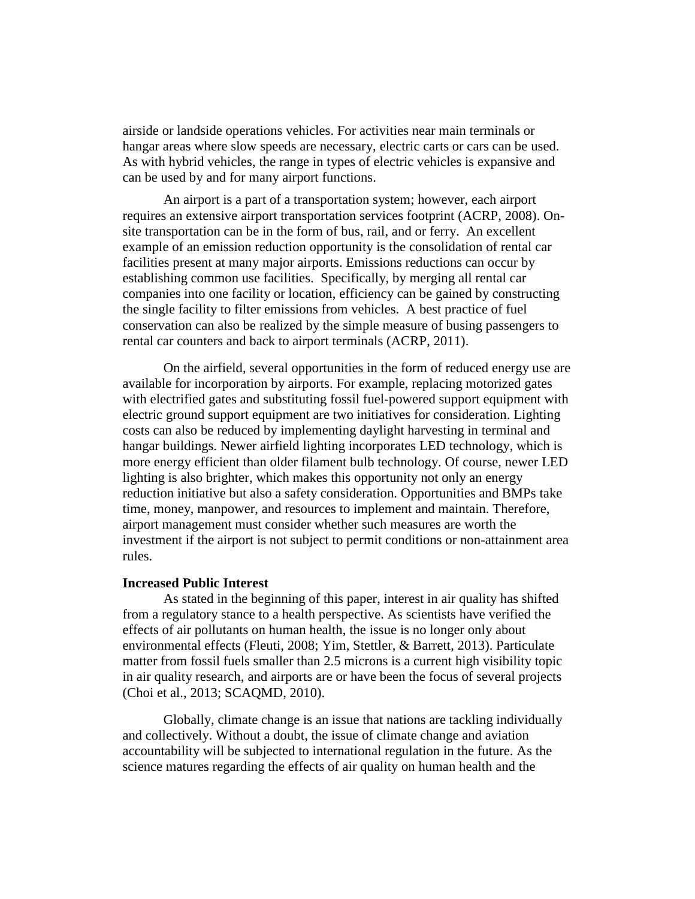airside or landside operations vehicles. For activities near main terminals or hangar areas where slow speeds are necessary, electric carts or cars can be used. As with hybrid vehicles, the range in types of electric vehicles is expansive and can be used by and for many airport functions.

An airport is a part of a transportation system; however, each airport requires an extensive airport transportation services footprint (ACRP, 2008). On-site transportation can be in the form of bus, rail, and or ferry. An excellent example of an emission reduction opportunity is the consolidation of rental car facilities present at many major airports. Emissions reductions can occur by establishing common use facilities. Specifically, by merging all rental car companies into one facility or location, efficiency can be gained by constructing the single facility to filter emissions from vehicles. A best practice of fuel conservation can also be realized by the simple measure of busing passengers to rental car counters and back to airport terminals (ACRP, 2011).

On the airfield, several opportunities in the form of reduced energy use are available for incorporation by airports. For example, replacing motorized gates with electrified gates and substituting fossil fuel-powered support equipment with electric ground support equipment are two initiatives for consideration. Lighting costs can also be reduced by implementing daylight harvesting in terminal and hangar buildings. Newer airfield lighting incorporates LED technology, which is more energy efficient than older filament bulb technology. Of course, newer LED lighting is also brighter, which makes this opportunity not only an energy reduction initiative but also a safety consideration. Opportunities and BMPs take time, money, manpower, and resources to implement and maintain. Therefore, airport management must consider whether such measures are worth the investment if the airport is not subject to permit conditions or non-attainment area rules.

**Increased Public Interest**

As stated in the beginning of this paper, interest in air quality has shifted from a regulatory stance to a health perspective. As scientists have verified the effects of air pollutants on human health, the issue is no longer only about environmental effects (Fleuti, 2008; Yim, Stettler, & Barrett, 2013). Particulate matter from fossil fuels smaller than 2.5 microns is a current high visibility topic in air quality research, and airports are or have been the focus of several projects (Choi et al., 2013; SCAQMD, 2010).

Globally, climate change is an issue that nations are tackling individually and collectively. Without a doubt, the issue of climate change and aviation accountability will be subjected to international regulation in the future. As the science matures regarding the effects of air quality on human health and the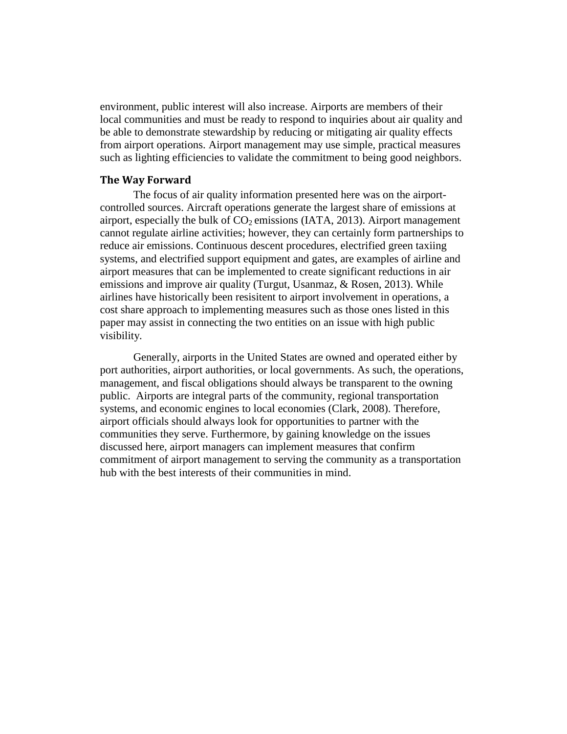environment, public interest will also increase. Airports are members of their local communities and must be ready to respond to inquiries about air quality and be able to demonstrate stewardship by reducing or mitigating air quality effects from airport operations. Airport management may use simple, practical measures such as lighting efficiencies to validate the commitment to being good neighbors.

## The Way Forward

The focus of air quality information presented here was on the airport-controlled sources. Aircraft operations generate the largest share of emissions at airport, especially the bulk of $CO_2$ emissions (IATA, 2013). Airport management cannot regulate airline activities; however, they can certainly form partnerships to reduce air emissions. Continuous descent procedures, electrified green taxiing systems, and electrified support equipment and gates, are examples of airline and airport measures that can be implemented to create significant reductions in air emissions and improve air quality (Turgut, Usanmaz, & Rosen, 2013). While airlines have historically been resisitent to airport involvement in operations, a cost share approach to implementing measures such as those ones listed in this paper may assist in connecting the two entities on an issue with high public visibility.

Generally, airports in the United States are owned and operated either by port authorities, airport authorities, or local governments. As such, the operations, management, and fiscal obligations should always be transparent to the owning public. Airports are integral parts of the community, regional transportation systems, and economic engines to local economies (Clark, 2008). Therefore, airport officials should always look for opportunities to partner with the communities they serve. Furthermore, by gaining knowledge on the issues discussed here, airport managers can implement measures that confirm commitment of airport management to serving the community as a transportation hub with the best interests of their communities in mind.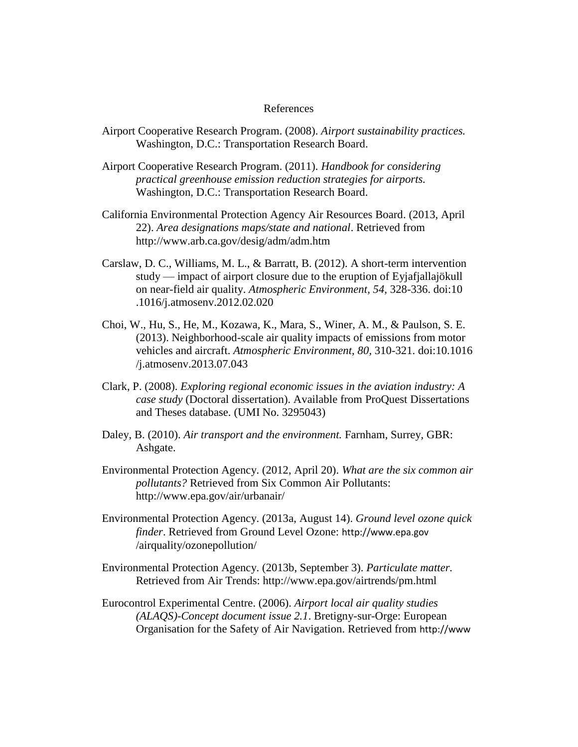# References

Airport Cooperative Research Program. (2008). *Airport sustainability practices.* Washington, D.C.: Transportation Research Board.

Airport Cooperative Research Program. (2011). *Handbook for considering practical greenhouse emission reduction strategies for airports.* Washington, D.C.: Transportation Research Board.

California Environmental Protection Agency Air Resources Board. (2013, April 22). *Area designations maps/state and national*. Retrieved from http://www.arb.ca.gov/desig/adm/adm.htm

Carslaw, D. C., Williams, M. L., & Barratt, B. (2012). A short-term intervention study — impact of airport closure due to the eruption of Eyjafjallajökull on near-field air quality. *Atmospheric Environment*, *54*, 328-336. doi:10.1016/j.atmosenv.2012.02.020

Choi, W., Hu, S., He, M., Kozawa, K., Mara, S., Winer, A. M., & Paulson, S. E. (2013). Neighborhood-scale air quality impacts of emissions from motor vehicles and aircraft. *Atmospheric Environment, 80*, 310-321. doi:10.1016/j.atmosenv.2013.07.043

Clark, P. (2008). *Exploring regional economic issues in the aviation industry: A case study* (Doctoral dissertation). Available from ProQuest Dissertations and Theses database. (UMI No. 3295043)

Daley, B. (2010). *Air transport and the environment.* Farnham, Surrey, GBR: Ashgate.

Environmental Protection Agency. (2012, April 20). *What are the six common air pollutants?* Retrieved from Six Common Air Pollutants: http://www.epa.gov/air/urbanair/

Environmental Protection Agency. (2013a, August 14). *Ground level ozone quick finder*. Retrieved from Ground Level Ozone: http://www.epa.gov/airquality/ozonepollution/

Environmental Protection Agency. (2013b, September 3). *Particulate matter.* Retrieved from Air Trends: http://www.epa.gov/airtrends/pm.html

Eurocontrol Experimental Centre. (2006). *Airport local air quality studies (ALAQS)-Concept document issue 2.1*. Bretigny-sur-Orge: European Organisation for the Safety of Air Navigation. Retrieved from http://www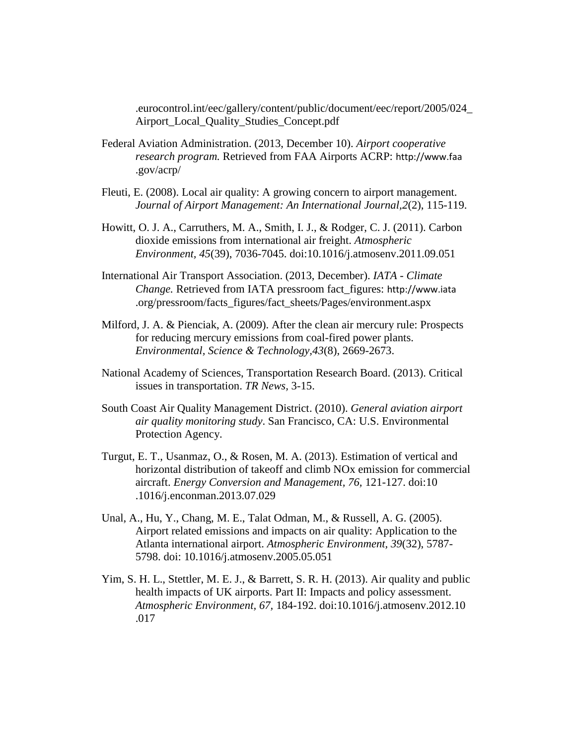.eurocontrol.int/eec/gallery/content/public/document/eec/report/2005/024_Airport_Local_Quality_Studies_Concept.pdf

Federal Aviation Administration. (2013, December 10). *Airport cooperative research program.* Retrieved from FAA Airports ACRP: http://www.faa.gov/acrp/

Fleuti, E. (2008). Local air quality: A growing concern to airport management. *Journal of Airport Management: An International Journal,2*(2), 115-119.

Howitt, O. J. A., Carruthers, M. A., Smith, I. J., & Rodger, C. J. (2011). Carbon dioxide emissions from international air freight. *Atmospheric Environment, 45*(39), 7036-7045. doi:10.1016/j.atmosenv.2011.09.051

International Air Transport Association. (2013, December). *IATA - Climate Change.* Retrieved from IATA pressroom fact_figures: http://www.iata.org/pressroom/facts_figures/fact_sheets/Pages/environment.aspx

Milford, J. A. & Pienciak, A. (2009). After the clean air mercury rule: Prospects for reducing mercury emissions from coal-fired power plants. *Environmental, Science & Technology,43*(8), 2669-2673.

National Academy of Sciences, Transportation Research Board. (2013). Critical issues in transportation. *TR News*, 3-15.

South Coast Air Quality Management District. (2010). *General aviation airport air quality monitoring study*. San Francisco, CA: U.S. Environmental Protection Agency.

Turgut, E. T., Usanmaz, O., & Rosen, M. A. (2013). Estimation of vertical and horizontal distribution of takeoff and climb NOx emission for commercial aircraft. *Energy Conversion and Management, 76*, 121-127. doi:10.1016/j.enconman.2013.07.029

Unal, A., Hu, Y., Chang, M. E., Talat Odman, M., & Russell, A. G. (2005). Airport related emissions and impacts on air quality: Application to the Atlanta international airport. *Atmospheric Environment, 39*(32), 5787-5798. doi: 10.1016/j.atmosenv.2005.05.051

Yim, S. H. L., Stettler, M. E. J., & Barrett, S. R. H. (2013). Air quality and public health impacts of UK airports. Part II: Impacts and policy assessment. *Atmospheric Environment, 67*, 184-192. doi:10.1016/j.atmosenv.2012.10.017